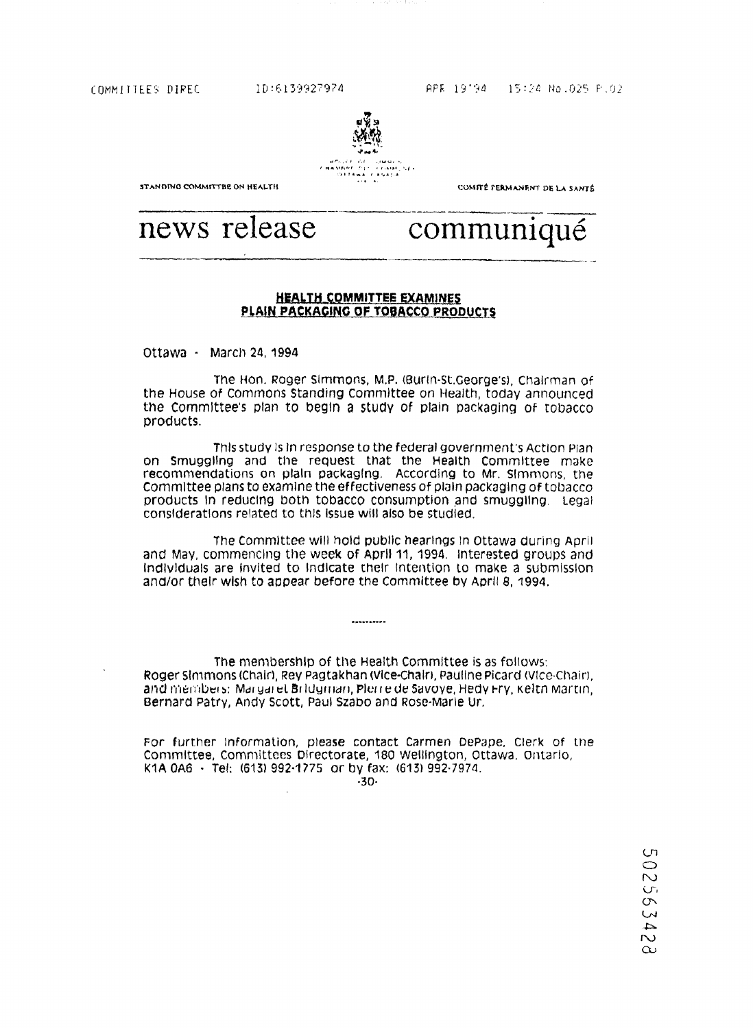STANDING COMMITTEE ON HEALTH

COMITÉ PERMANENT DE LA SANTÉ

# news release communiqué

## HEALTH COMMITTEE EXAMINES PLAIN PACKAGING OF TOBACCO PRODUCTS

Ottawa - March 24, 1994

The Hon. Roger Simmons, M.P. (Burin-St.George's), Chairman of the House of Commons Standing Committee on Health, today announced the Committee's plan to begin a study of plain packaging of tobacco products.

This study is in response to the federal government's Action Plan on Smuggling and the request that the Health Committee make recommendations on plain packaging. According to Mr. Simmons, the Committee plans to examine the effectiveness of plain packaging of tobacco products in reducing both tobacco consumption and smuggling. Legal considerations related to this issue will also be studied.

The Committee will hold public hearings in Ottawa during April and May, commencing the week of April 11, 1994. Interested groups and individuals are invited to indicate their intention to make a submission and/or their wish to appear before the Committee by April 8, 1994.

----------

The membership of the Health Committee is as follows: Roger Simmons (Chair), Rey Pagtakhan (Vice-Chair), Pauline Picard (Vice-Chair), and members: Margaret Bridgman, Pierre de Savoye, Hedy Fry, Keith Martin, Bernard Patry, Andy Scott, Paul Szabo and Rose-Marie Ur.

For further information, please contact Carmen DePape, Clerk of the Committee, Committees Directorate, 180 Wellington, Ottawa, Ontario, K1A 0A6 - Tel: (613) 992-1775 or by fax: (613) 992-7974.

-30-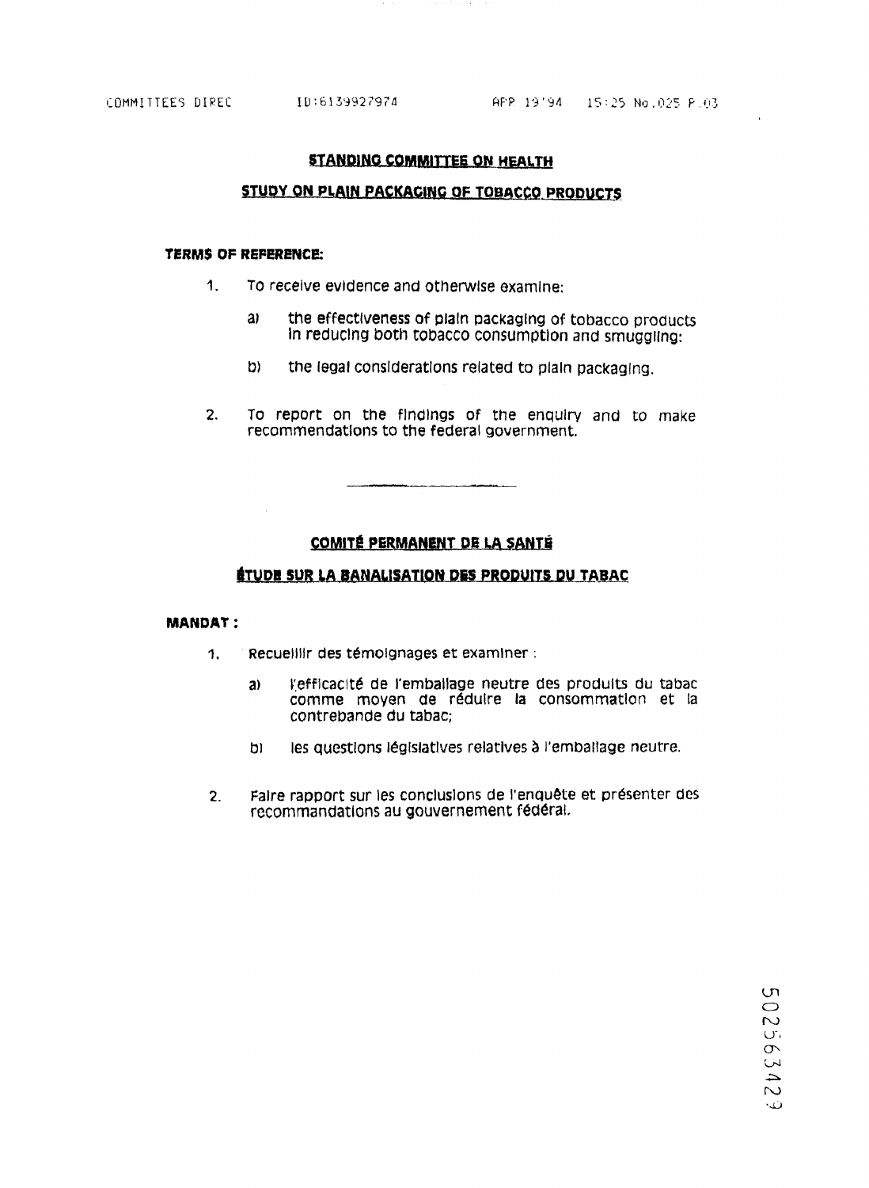## STANDING COMMITTEE ON HEALTH

## STUDY ON PLAIN PACKAGING OF TOBACCO PRODUCTS

**TERMS OF REFERENCE:**

1. To receive evidence and otherwise examine:

   a) the effectiveness of plain packaging of tobacco products in reducing both tobacco consumption and smuggling:

   b) the legal considerations related to plain packaging.

2. To report on the findings of the enquiry and to make recommendations to the federal government.

---

## COMITÉ PERMANENT DE LA SANTÉ

## ÉTUDE SUR LA BANALISATION DES PRODUITS DU TABAC

**MANDAT :**

1. Recueillir des témoignages et examiner :

   a) l'efficacité de l'emballage neutre des produits du tabac comme moyen de réduire la consommation et la contrebande du tabac;

   b) les questions législatives relatives à l'emballage neutre.

2. Faire rapport sur les conclusions de l'enquête et présenter des recommandations au gouvernement fédéral.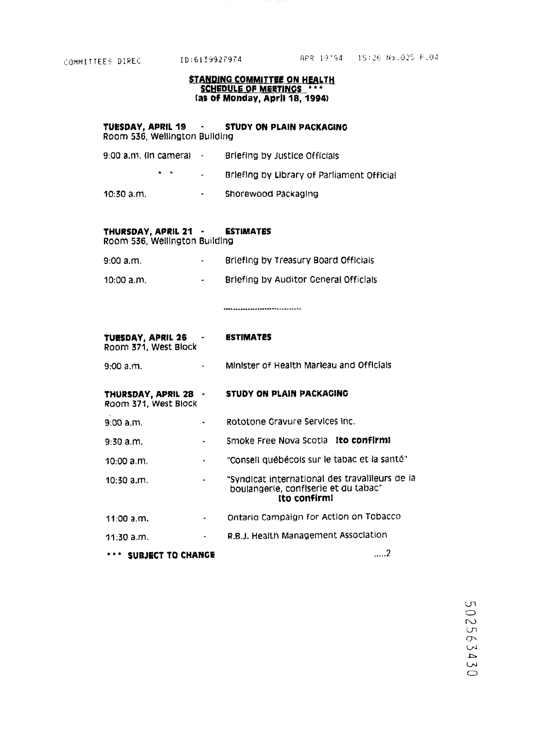**STANDING COMMITTEE ON HEALTH**
**SCHEDULE OF MEETINGS \*\*\***
**(as of Monday, April 18, 1994)**

**TUESDAY, APRIL 19 - STUDY ON PLAIN PACKAGING**
Room 536, Wellington Building

| | | |
|---|---|---|
| 9:00 a.m. (in camera) | - | Briefing by Justice Officials |
| " " | - | Briefing by Library of Parliament Official |
| 10:30 a.m. | - | Shorewood Packaging |

**THURSDAY, APRIL 21 - ESTIMATES**
Room 536, Wellington Building

| | | |
|---|---|---|
| 9:00 a.m. | - | Briefing by Treasury Board Officials |
| 10:00 a.m. | - | Briefing by Auditor General Officials |

..................................

**TUESDAY, APRIL 26 - ESTIMATES**
Room 371, West Block

| | | |
|---|---|---|
| 9:00 a.m. | - | Minister of Health Marleau and Officials |

**THURSDAY, APRIL 28 - STUDY ON PLAIN PACKAGING**
Room 371, West Block

| | | |
|---|---|---|
| 9:00 a.m. | - | Rototone Gravure Services Inc. |
| 9:30 a.m. | - | Smoke Free Nova Scotia **(to confirm)** |
| 10:00 a.m. | - | "Conseil québécois sur le tabac et la santé" |
| 10:30 a.m. | - | "Syndicat international des travailleurs de la boulangerie, confiserie et du tabac" **(to confirm)** |
| 11:00 a.m. | - | Ontario Campaign for Action on Tobacco |
| 11:30 a.m. | - | R.B.J. Health Management Association |

**\*\*\* SUBJECT TO CHANGE**

.....2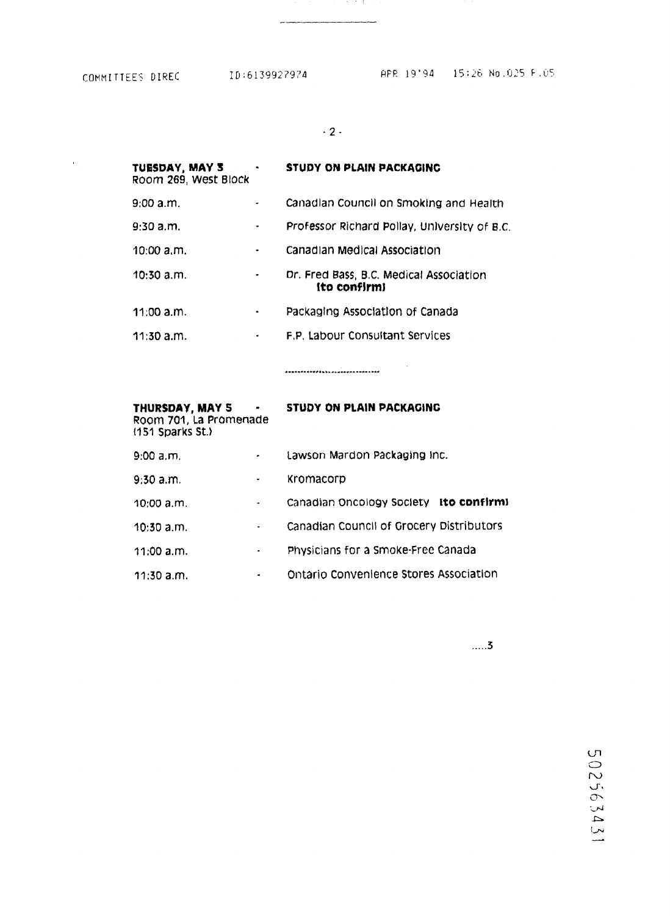**TUESDAY, MAY 3** - **STUDY ON PLAIN PACKAGING**
Room 269, West Block

| | | |
|---|---|---|
| 9:00 a.m. | - | Canadian Council on Smoking and Health |
| 9:30 a.m. | - | Professor Richard Pollay, University of B.C. |
| 10:00 a.m. | - | Canadian Medical Association |
| 10:30 a.m. | - | Dr. Fred Bass, B.C. Medical Association **(to confirm)** |
| 11:00 a.m. | - | Packaging Association of Canada |
| 11:30 a.m. | - | F.P. Labour Consultant Services |

................................

**THURSDAY, MAY 5** - **STUDY ON PLAIN PACKAGING**
Room 701, La Promenade
(151 Sparks St.)

| | | |
|---|---|---|
| 9:00 a.m. | - | Lawson Mardon Packaging Inc. |
| 9:30 a.m. | - | Kromacorp |
| 10:00 a.m. | - | Canadian Oncology Society **(to confirm)** |
| 10:30 a.m. | - | Canadian Council of Grocery Distributors |
| 11:00 a.m. | - | Physicians for a Smoke-Free Canada |
| 11:30 a.m. | - | Ontario Convenience Stores Association |

.....3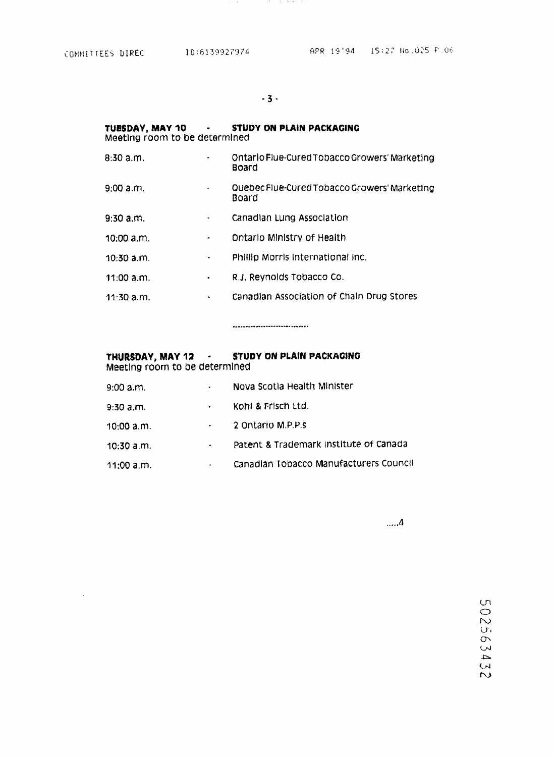**TUESDAY, MAY 10 - STUDY ON PLAIN PACKAGING**
Meeting room to be determined

| | | |
|---|---|---|
| 8:30 a.m. | - | Ontario Flue-Cured Tobacco Growers' Marketing Board |
| 9:00 a.m. | - | Quebec Flue-Cured Tobacco Growers' Marketing Board |
| 9:30 a.m. | - | Canadian Lung Association |
| 10:00 a.m. | - | Ontario Ministry of Health |
| 10:30 a.m. | - | Phillip Morris International Inc. |
| 11:00 a.m. | - | R.J. Reynolds Tobacco Co. |
| 11:30 a.m. | - | Canadian Association of Chain Drug Stores |

---

**THURSDAY, MAY 12 - STUDY ON PLAIN PACKAGING**
Meeting room to be determined

| | | |
|---|---|---|
| 9:00 a.m. | - | Nova Scotia Health Minister |
| 9:30 a.m. | - | Kohl & Frisch Ltd. |
| 10:00 a.m. | - | 2 Ontario M.P.P.s |
| 10:30 a.m. | - | Patent & Trademark Institute of Canada |
| 11:00 a.m. | - | Canadian Tobacco Manufacturers Council |

.....4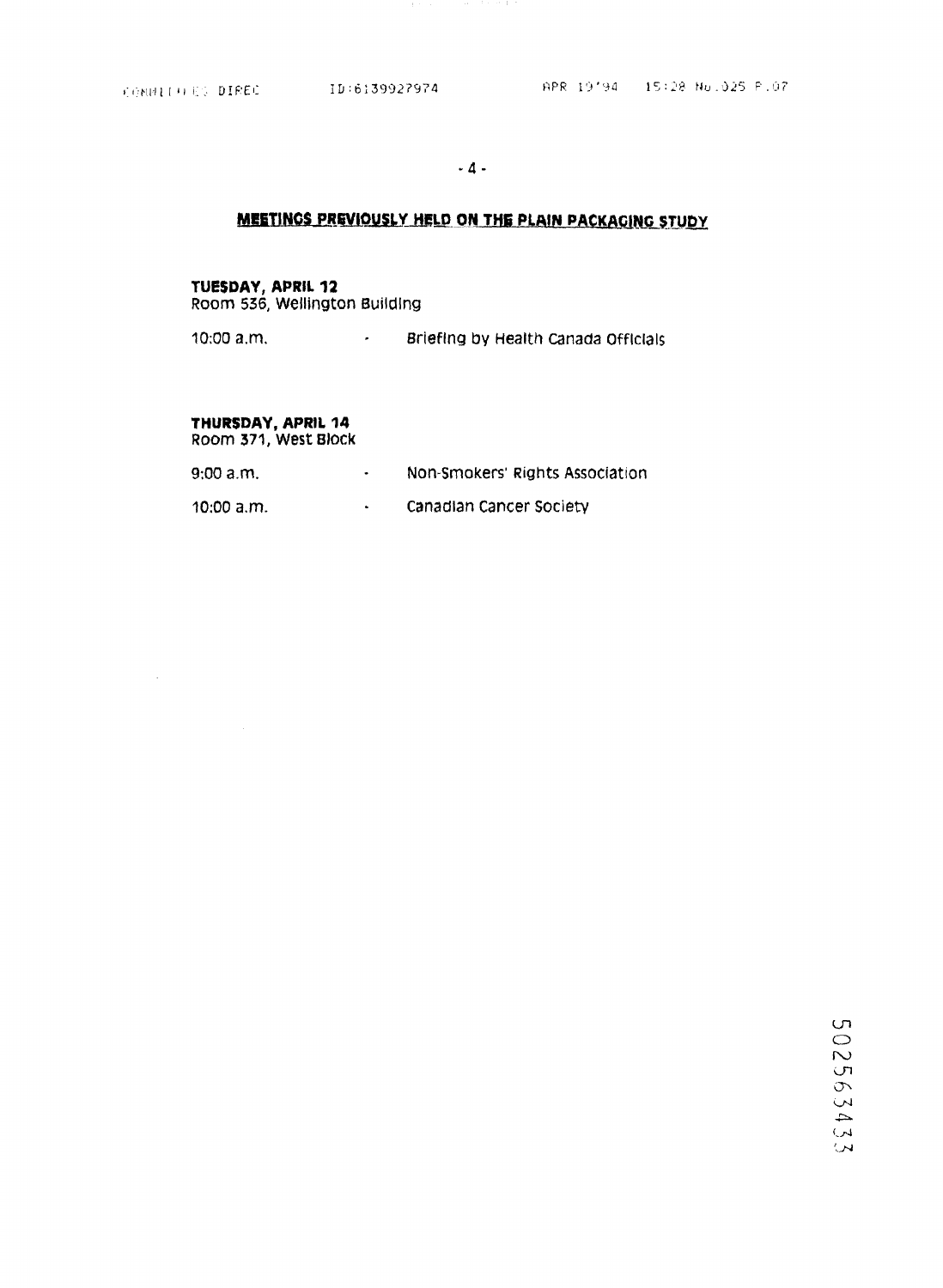## MEETINGS PREVIOUSLY HELD ON THE PLAIN PACKAGING STUDY

**TUESDAY, APRIL 12**
Room 536, Wellington Building

| | | |
|---|---|---|
| 10:00 a.m. | - | Briefing by Health Canada Officials |

**THURSDAY, APRIL 14**
Room 371, West Block

| | | |
|---|---|---|
| 9:00 a.m. | - | Non-Smokers' Rights Association |
| 10:00 a.m. | - | Canadian Cancer Society |